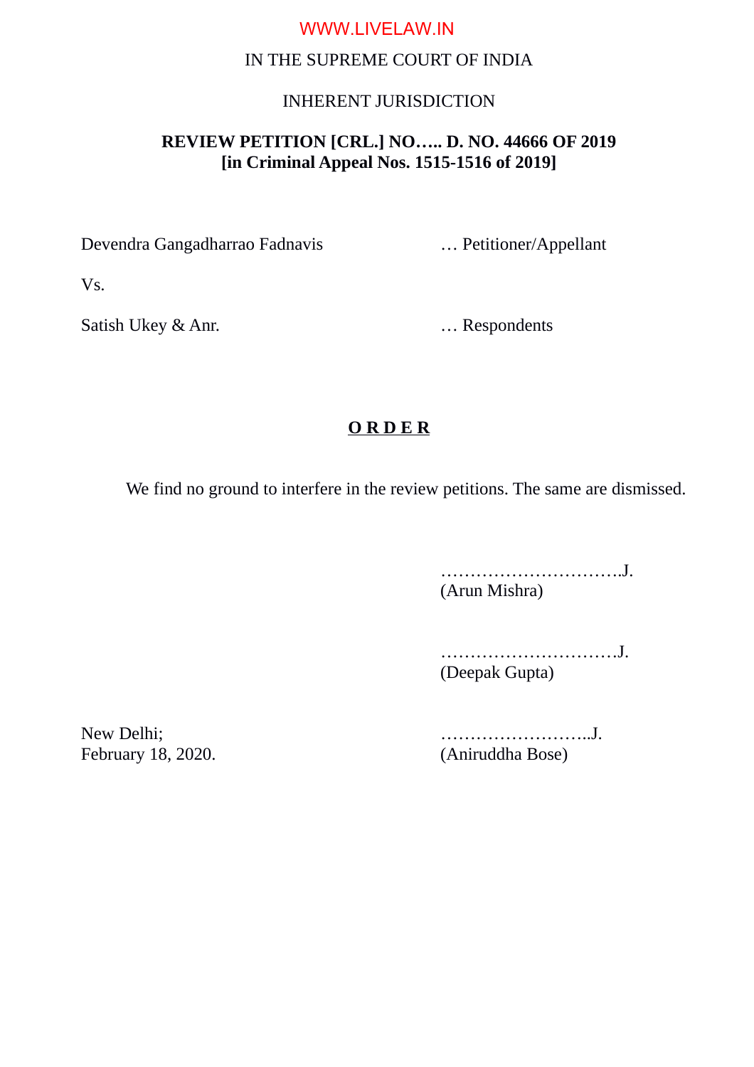IN THE SUPREME COURT OF INDIA

INHERENT JURISDICTION

**REVIEW PETITION [CRL.] NO….. D. NO. 44666 OF 2019**
**[in Criminal Appeal Nos. 1515-1516 of 2019]**

Devendra Gangadharrao Fadnavis … Petitioner/Appellant

Vs.

Satish Ukey & Anr. … Respondents

**O R D E R**

We find no ground to interfere in the review petitions. The same are dismissed.

………………………….J.
(Arun Mishra)

………………………….J.
(Deepak Gupta)

New Delhi;
February 18, 2020.

……………………..J.
(Aniruddha Bose)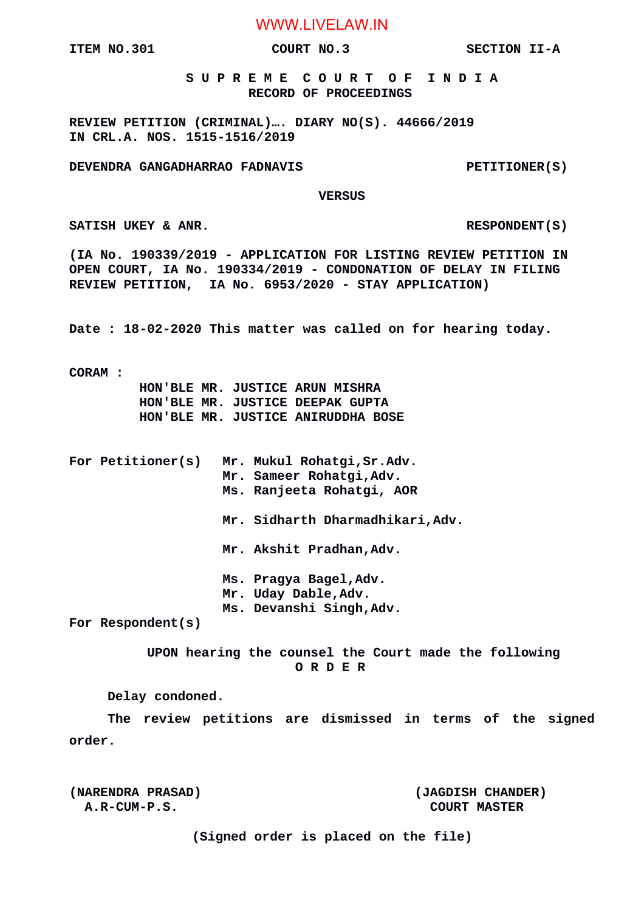ITEM NO.301 COURT NO.3 SECTION II-A

**S U P R E M E C O U R T O F I N D I A**
**RECORD OF PROCEEDINGS**

REVIEW PETITION (CRIMINAL)…. DIARY NO(S). 44666/2019
IN CRL.A. NOS. 1515-1516/2019

DEVENDRA GANGADHARRAO FADNAVIS PETITIONER(S)

VERSUS

SATISH UKEY & ANR. RESPONDENT(S)

(IA No. 190339/2019 - APPLICATION FOR LISTING REVIEW PETITION IN OPEN COURT, IA No. 190334/2019 - CONDONATION OF DELAY IN FILING REVIEW PETITION, IA No. 6953/2020 - STAY APPLICATION)

Date : 18-02-2020 This matter was called on for hearing today.

CORAM :
HON'BLE MR. JUSTICE ARUN MISHRA
HON'BLE MR. JUSTICE DEEPAK GUPTA
HON'BLE MR. JUSTICE ANIRUDDHA BOSE

For Petitioner(s)
Mr. Mukul Rohatgi,Sr.Adv.
Mr. Sameer Rohatgi,Adv.
Ms. Ranjeeta Rohatgi, AOR

Mr. Sidharth Dharmadhikari,Adv.

Mr. Akshit Pradhan,Adv.

Ms. Pragya Bagel,Adv.
Mr. Uday Dable,Adv.
Ms. Devanshi Singh,Adv.

For Respondent(s)

UPON hearing the counsel the Court made the following

**O R D E R**

Delay condoned.

The review petitions are dismissed in terms of the signed order.

(NARENDRA PRASAD)
A.R-CUM-P.S.

(JAGDISH CHANDER)
COURT MASTER

(Signed order is placed on the file)